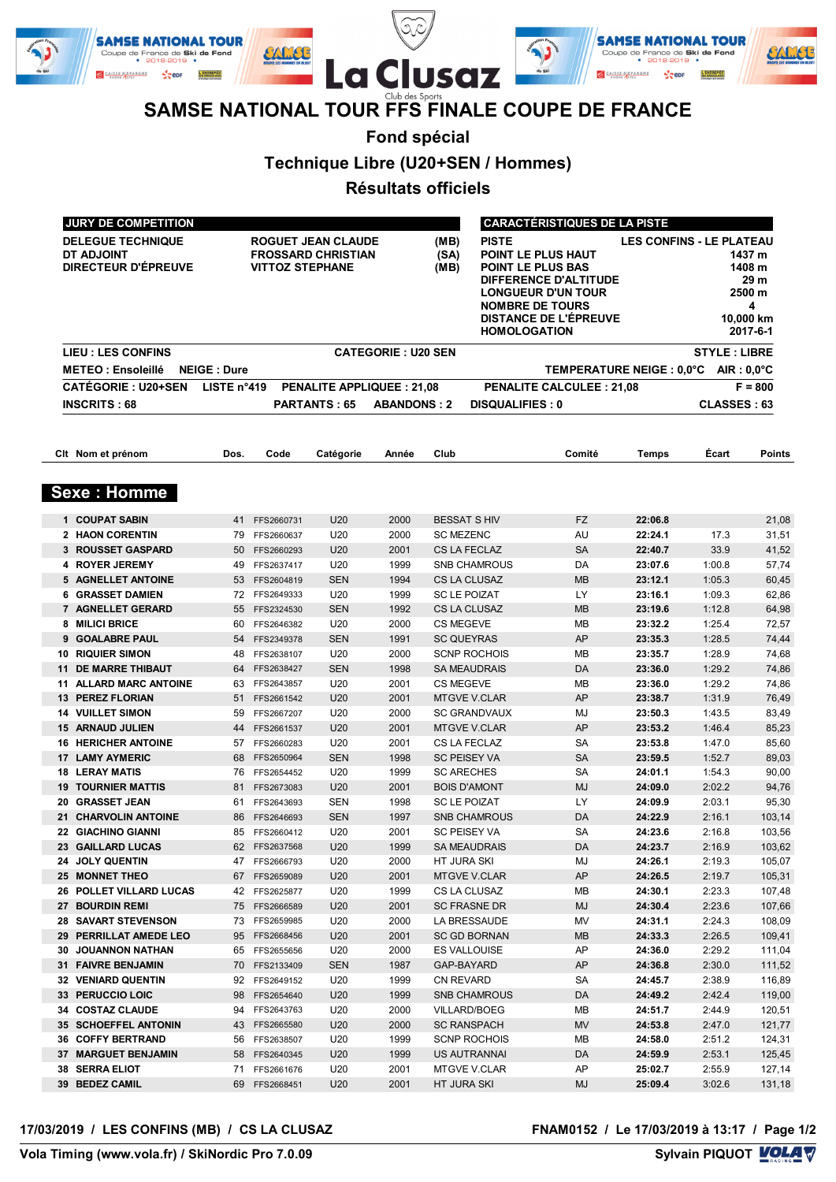# SAMSE NATIONAL TOUR FFS FINALE COUPE DE FRANCE

## Fond spécial

### Technique Libre (U20+SEN / Hommes)

### Résultats officiels

| JURY DE COMPETITION | | |
|---|---|---|
| DELEGUE TECHNIQUE | ROGUET JEAN CLAUDE | (MB) |
| DT ADJOINT | FROSSARD CHRISTIAN | (SA) |
| DIRECTEUR D'ÉPREUVE | VITTOZ STEPHANE | (MB) |

| CARACTÉRISTIQUES DE LA PISTE | |
|---|---|
| PISTE | LES CONFINS - LE PLATEAU |
| POINT LE PLUS HAUT | 1437 m |
| POINT LE PLUS BAS | 1408 m |
| DIFFERENCE D'ALTITUDE | 29 m |
| LONGUEUR D'UN TOUR | 2500 m |
| NOMBRE DE TOURS | 4 |
| DISTANCE DE L'ÉPREUVE | 10,000 km |
| HOMOLOGATION | 2017-6-1 |

**LIEU : LES CONFINS** — **CATEGORIE : U20 SEN** — **STYLE : LIBRE**

**METEO : Ensoleillé** — **NEIGE : Dure** — **TEMPERATURE NEIGE : 0,0°C** — **AIR : 0,0°C**

**CATÉGORIE : U20+SEN** — **LISTE n°419** — **PENALITE APPLIQUEE : 21,08** — **PENALITE CALCULEE : 21,08** — **F = 800**

**INSCRITS : 68** — **PARTANTS : 65** — **ABANDONS : 2** — **DISQUALIFIES : 0** — **CLASSES : 63**

## Sexe : Homme

| Clt | Nom et prénom | Dos. | Code | Catégorie | Année | Club | Comité | Temps | Écart | Points |
|---|---|---|---|---|---|---|---|---|---|---|
| 1 | COUPAT SABIN | 41 | FFS2660731 | U20 | 2000 | BESSAT S HIV | FZ | 22:06.8 | | 21,08 |
| 2 | HAON CORENTIN | 79 | FFS2660637 | U20 | 2000 | SC MEZENC | AU | 22:24.1 | 17.3 | 31,51 |
| 3 | ROUSSET GASPARD | 50 | FFS2660293 | U20 | 2001 | CS LA FECLAZ | SA | 22:40.7 | 33.9 | 41,52 |
| 4 | ROYER JEREMY | 49 | FFS2637417 | U20 | 1999 | SNB CHAMROUS | DA | 23:07.6 | 1:00.8 | 57,74 |
| 5 | AGNELLET ANTOINE | 53 | FFS2604819 | SEN | 1994 | CS LA CLUSAZ | MB | 23:12.1 | 1:05.3 | 60,45 |
| 6 | GRASSET DAMIEN | 72 | FFS2649333 | U20 | 1999 | SC LE POIZAT | LY | 23:16.1 | 1:09.3 | 62,86 |
| 7 | AGNELLET GERARD | 55 | FFS2324530 | SEN | 1992 | CS LA CLUSAZ | MB | 23:19.6 | 1:12.8 | 64,98 |
| 8 | MILICI BRICE | 60 | FFS2646382 | U20 | 2000 | CS MEGEVE | MB | 23:32.2 | 1:25.4 | 72,57 |
| 9 | GOALABRE PAUL | 54 | FFS2349378 | SEN | 1991 | SC QUEYRAS | AP | 23:35.3 | 1:28.5 | 74,44 |
| 10 | RIQUIER SIMON | 48 | FFS2638107 | U20 | 2000 | SCNP ROCHOIS | MB | 23:35.7 | 1:28.9 | 74,68 |
| 11 | DE MARRE THIBAUT | 64 | FFS2638427 | SEN | 1998 | SA MEAUDRAIS | DA | 23:36.0 | 1:29.2 | 74,86 |
| 11 | ALLARD MARC ANTOINE | 63 | FFS2643857 | U20 | 2001 | CS MEGEVE | MB | 23:36.0 | 1:29.2 | 74,86 |
| 13 | PEREZ FLORIAN | 51 | FFS2661542 | U20 | 2001 | MTGVE V.CLAR | AP | 23:38.7 | 1:31.9 | 76,49 |
| 14 | VUILLET SIMON | 59 | FFS2667207 | U20 | 2000 | SC GRANDVAUX | MJ | 23:50.3 | 1:43.5 | 83,49 |
| 15 | ARNAUD JULIEN | 44 | FFS2661537 | U20 | 2001 | MTGVE V.CLAR | AP | 23:53.2 | 1:46.4 | 85,23 |
| 16 | HERICHER ANTOINE | 57 | FFS2660283 | U20 | 2001 | CS LA FECLAZ | SA | 23:53.8 | 1:47.0 | 85,60 |
| 17 | LAMY AYMERIC | 68 | FFS2650964 | SEN | 1998 | SC PEISEY VA | SA | 23:59.5 | 1:52.7 | 89,03 |
| 18 | LERAY MATIS | 76 | FFS2654452 | U20 | 1999 | SC ARECHES | SA | 24:01.1 | 1:54.3 | 90,00 |
| 19 | TOURNIER MATTIS | 81 | FFS2673083 | U20 | 2001 | BOIS D'AMONT | MJ | 24:09.0 | 2:02.2 | 94,76 |
| 20 | GRASSET JEAN | 61 | FFS2643693 | SEN | 1998 | SC LE POIZAT | LY | 24:09.9 | 2:03.1 | 95,30 |
| 21 | CHARVOLIN ANTOINE | 86 | FFS2646693 | SEN | 1997 | SNB CHAMROUS | DA | 24:22.9 | 2:16.1 | 103,14 |
| 22 | GIACHINO GIANNI | 85 | FFS2660412 | U20 | 2001 | SC PEISEY VA | SA | 24:23.6 | 2:16.8 | 103,56 |
| 23 | GAILLARD LUCAS | 62 | FFS2637568 | U20 | 1999 | SA MEAUDRAIS | DA | 24:23.7 | 2:16.9 | 103,62 |
| 24 | JOLY QUENTIN | 47 | FFS2666793 | U20 | 2000 | HT JURA SKI | MJ | 24:26.1 | 2:19.3 | 105,07 |
| 25 | MONNET THEO | 67 | FFS2659089 | U20 | 2001 | MTGVE V.CLAR | AP | 24:26.5 | 2:19.7 | 105,31 |
| 26 | POLLET VILLARD LUCAS | 42 | FFS2625877 | U20 | 1999 | CS LA CLUSAZ | MB | 24:30.1 | 2:23.3 | 107,48 |
| 27 | BOURDIN REMI | 75 | FFS2666589 | U20 | 2001 | SC FRASNE DR | MJ | 24:30.4 | 2:23.6 | 107,66 |
| 28 | SAVART STEVENSON | 73 | FFS2659985 | U20 | 2000 | LA BRESSAUDE | MV | 24:31.1 | 2:24.3 | 108,09 |
| 29 | PERRILLAT AMEDE LEO | 95 | FFS2668456 | U20 | 2001 | SC GD BORNAN | MB | 24:33.3 | 2:26.5 | 109,41 |
| 30 | JOUANNON NATHAN | 65 | FFS2655656 | U20 | 2000 | ES VALLOUISE | AP | 24:36.0 | 2:29.2 | 111,04 |
| 31 | FAIVRE BENJAMIN | 70 | FFS2133409 | SEN | 1987 | GAP-BAYARD | AP | 24:36.8 | 2:30.0 | 111,52 |
| 32 | VENIARD QUENTIN | 92 | FFS2649152 | U20 | 1999 | CN REVARD | SA | 24:45.7 | 2:38.9 | 116,89 |
| 33 | PERUCCIO LOIC | 98 | FFS2654640 | U20 | 1999 | SNB CHAMROUS | DA | 24:49.2 | 2:42.4 | 119,00 |
| 34 | COSTAZ CLAUDE | 94 | FFS2643763 | U20 | 2000 | VILLARD/BOEG | MB | 24:51.7 | 2:44.9 | 120,51 |
| 35 | SCHOEFFEL ANTONIN | 43 | FFS2665580 | U20 | 2000 | SC RANSPACH | MV | 24:53.8 | 2:47.0 | 121,77 |
| 36 | COFFY BERTRAND | 56 | FFS2638507 | U20 | 1999 | SCNP ROCHOIS | MB | 24:58.0 | 2:51.2 | 124,31 |
| 37 | MARGUET BENJAMIN | 58 | FFS2640345 | U20 | 1999 | US AUTRANNAI | DA | 24:59.9 | 2:53.1 | 125,45 |
| 38 | SERRA ELIOT | 71 | FFS2661676 | U20 | 2001 | MTGVE V.CLAR | AP | 25:02.7 | 2:55.9 | 127,14 |
| 39 | BEDEZ CAMIL | 69 | FFS2668451 | U20 | 2001 | HT JURA SKI | MJ | 25:09.4 | 3:02.6 | 131,18 |

17/03/2019 / LES CONFINS (MB) / CS LA CLUSAZ — FNAM0152 / Le 17/03/2019 à 13:17

Vola Timing (www.vola.fr) / SkiNordic Pro 7.0.09 — Sylvain PIQUOT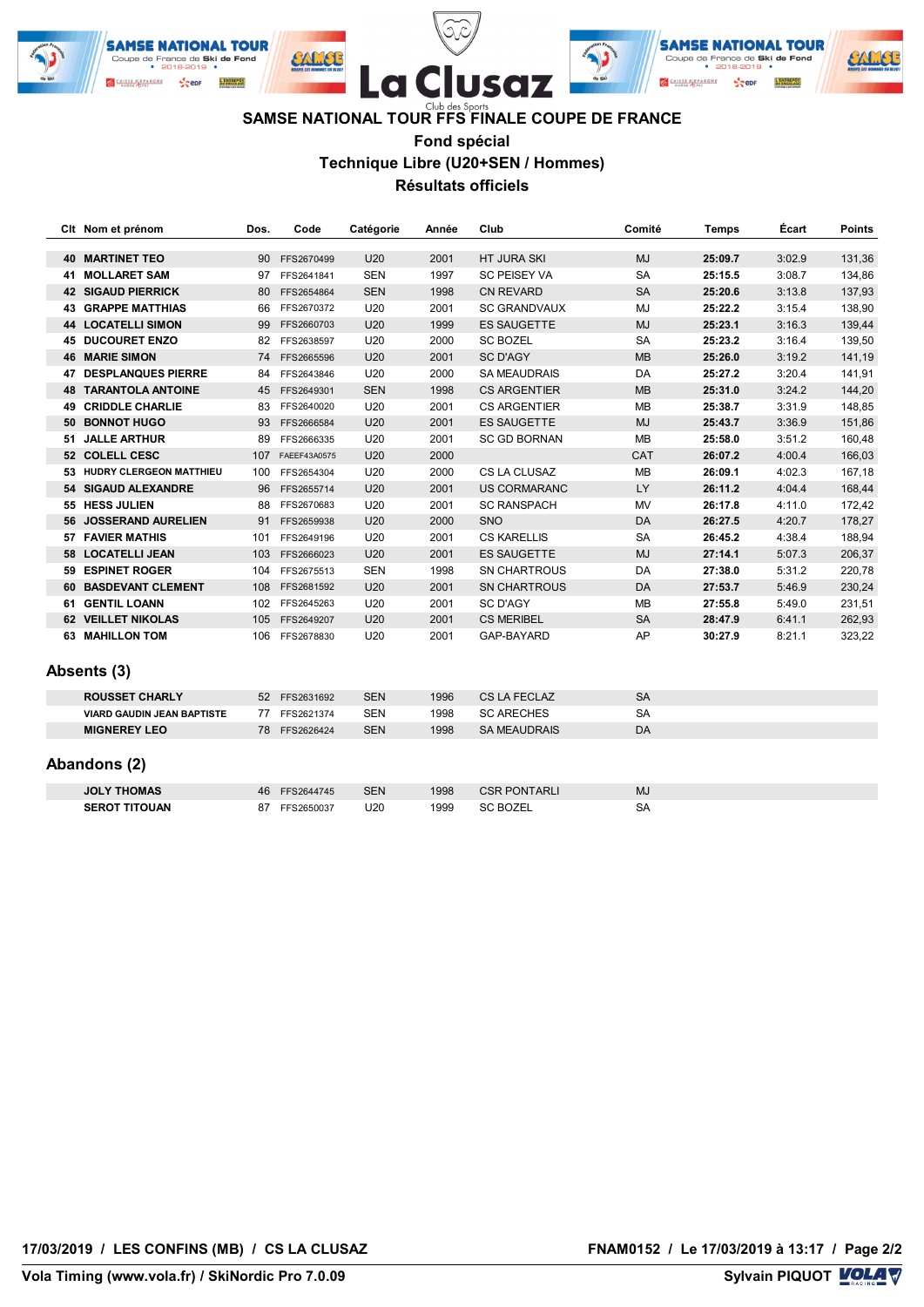# SAMSE NATIONAL TOUR FFS FINALE COUPE DE FRANCE

## Fond spécial

## Technique Libre (U20+SEN / Hommes)

## Résultats officiels

| Clt | Nom et prénom | Dos. | Code | Catégorie | Année | Club | Comité | Temps | Écart | Points |
|---|---|---|---|---|---|---|---|---|---|---|
| 40 | MARTINET TEO | 90 | FFS2670499 | U20 | 2001 | HT JURA SKI | MJ | 25:09.7 | 3:02.9 | 131,36 |
| 41 | MOLLARET SAM | 97 | FFS2641841 | SEN | 1997 | SC PEISEY VA | SA | 25:15.5 | 3:08.7 | 134,86 |
| 42 | SIGAUD PIERRICK | 80 | FFS2654864 | SEN | 1998 | CN REVARD | SA | 25:20.6 | 3:13.8 | 137,93 |
| 43 | GRAPPE MATTHIAS | 66 | FFS2670372 | U20 | 2001 | SC GRANDVAUX | MJ | 25:22.2 | 3:15.4 | 138,90 |
| 44 | LOCATELLI SIMON | 99 | FFS2660703 | U20 | 1999 | ES SAUGETTE | MJ | 25:23.1 | 3:16.3 | 139,44 |
| 45 | DUCOURET ENZO | 82 | FFS2638597 | U20 | 2000 | SC BOZEL | SA | 25:23.2 | 3:16.4 | 139,50 |
| 46 | MARIE SIMON | 74 | FFS2665596 | U20 | 2001 | SC D'AGY | MB | 25:26.0 | 3:19.2 | 141,19 |
| 47 | DESPLANQUES PIERRE | 84 | FFS2643846 | U20 | 2000 | SA MEAUDRAIS | DA | 25:27.2 | 3:20.4 | 141,91 |
| 48 | TARANTOLA ANTOINE | 45 | FFS2649301 | SEN | 1998 | CS ARGENTIER | MB | 25:31.0 | 3:24.2 | 144,20 |
| 49 | CRIDDLE CHARLIE | 83 | FFS2640020 | U20 | 2001 | CS ARGENTIER | MB | 25:38.7 | 3:31.9 | 148,85 |
| 50 | BONNOT HUGO | 93 | FFS2666584 | U20 | 2001 | ES SAUGETTE | MJ | 25:43.7 | 3:36.9 | 151,86 |
| 51 | JALLE ARTHUR | 89 | FFS2666335 | U20 | 2001 | SC GD BORNAN | MB | 25:58.0 | 3:51.2 | 160,48 |
| 52 | COLELL CESC | 107 | FAEEF43A0575 | U20 | 2000 | | CAT | 26:07.2 | 4:00.4 | 166,03 |
| 53 | HUDRY CLERGEON MATTHIEU | 100 | FFS2654304 | U20 | 2000 | CS LA CLUSAZ | MB | 26:09.1 | 4:02.3 | 167,18 |
| 54 | SIGAUD ALEXANDRE | 96 | FFS2655714 | U20 | 2001 | US CORMARANC | LY | 26:11.2 | 4:04.4 | 168,44 |
| 55 | HESS JULIEN | 88 | FFS2670683 | U20 | 2001 | SC RANSPACH | MV | 26:17.8 | 4:11.0 | 172,42 |
| 56 | JOSSERAND AURELIEN | 91 | FFS2659938 | U20 | 2000 | SNO | DA | 26:27.5 | 4:20.7 | 178,27 |
| 57 | FAVIER MATHIS | 101 | FFS2649196 | U20 | 2001 | CS KARELLIS | SA | 26:45.2 | 4:38.4 | 188,94 |
| 58 | LOCATELLI JEAN | 103 | FFS2666023 | U20 | 2001 | ES SAUGETTE | MJ | 27:14.1 | 5:07.3 | 206,37 |
| 59 | ESPINET ROGER | 104 | FFS2675513 | SEN | 1998 | SN CHARTROUS | DA | 27:38.0 | 5:31.2 | 220,78 |
| 60 | BASDEVANT CLEMENT | 108 | FFS2681592 | U20 | 2001 | SN CHARTROUS | DA | 27:53.7 | 5:46.9 | 230,24 |
| 61 | GENTIL LOANN | 102 | FFS2645263 | U20 | 2001 | SC D'AGY | MB | 27:55.8 | 5:49.0 | 231,51 |
| 62 | VEILLET NIKOLAS | 105 | FFS2649207 | U20 | 2001 | CS MERIBEL | SA | 28:47.9 | 6:41.1 | 262,93 |
| 63 | MAHILLON TOM | 106 | FFS2678830 | U20 | 2001 | GAP-BAYARD | AP | 30:27.9 | 8:21.1 | 323,22 |

## Absents (3)

| Nom et prénom | Dos. | Code | Catégorie | Année | Club | Comité |
|---|---|---|---|---|---|---|
| ROUSSET CHARLY | 52 | FFS2631692 | SEN | 1996 | CS LA FECLAZ | SA |
| VIARD GAUDIN JEAN BAPTISTE | 77 | FFS2621374 | SEN | 1998 | SC ARECHES | SA |
| MIGNEREY LEO | 78 | FFS2626424 | SEN | 1998 | SA MEAUDRAIS | DA |

## Abandons (2)

| Nom et prénom | Dos. | Code | Catégorie | Année | Club | Comité |
|---|---|---|---|---|---|---|
| JOLY THOMAS | 46 | FFS2644745 | SEN | 1998 | CSR PONTARLI | MJ |
| SEROT TITOUAN | 87 | FFS2650037 | U20 | 1999 | SC BOZEL | SA |

17/03/2019 / LES CONFINS (MB) / CS LA CLUSAZ — FNAM0152 / Le 17/03/2019 à 13:17

Vola Timing (www.vola.fr) / SkiNordic Pro 7.0.09 — Sylvain PIQUOT